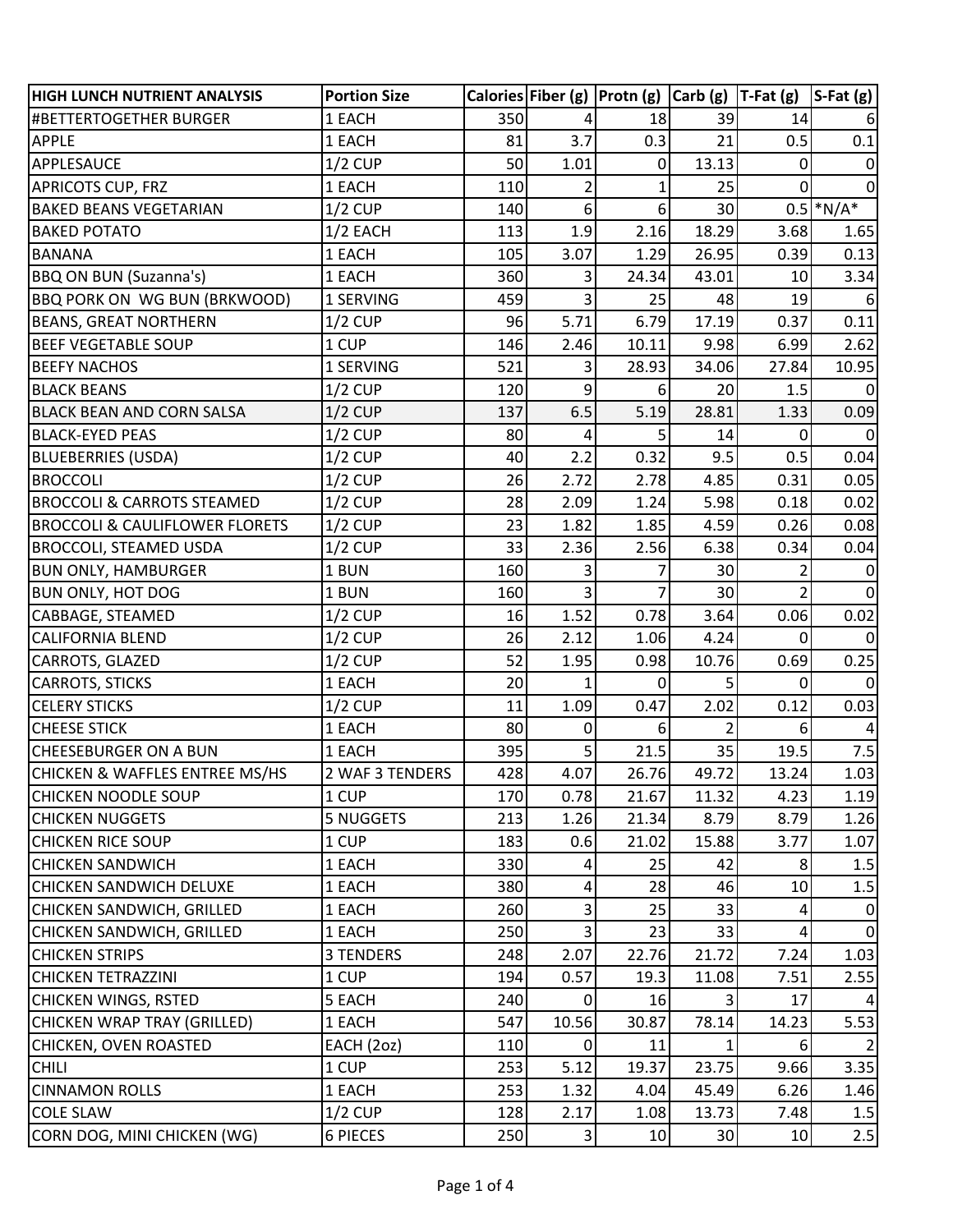| HIGH LUNCH NUTRIENT ANALYSIS | Portion Size | Calories | Fiber (g) | Protn (g) | Carb (g) | T-Fat (g) | S-Fat (g) |
|---|---|---|---|---|---|---|---|
| #BETTERTOGETHER BURGER | 1 EACH | 350 | 4 | 18 | 39 | 14 | 6 |
| APPLE | 1 EACH | 81 | 3.7 | 0.3 | 21 | 0.5 | 0.1 |
| APPLESAUCE | 1/2 CUP | 50 | 1.01 | 0 | 13.13 | 0 | 0 |
| APRICOTS CUP, FRZ | 1 EACH | 110 | 2 | 1 | 25 | 0 | 0 |
| BAKED BEANS VEGETARIAN | 1/2 CUP | 140 | 6 | 6 | 30 | 0.5 | *N/A* |
| BAKED POTATO | 1/2 EACH | 113 | 1.9 | 2.16 | 18.29 | 3.68 | 1.65 |
| BANANA | 1 EACH | 105 | 3.07 | 1.29 | 26.95 | 0.39 | 0.13 |
| BBQ ON BUN (Suzanna's) | 1 EACH | 360 | 3 | 24.34 | 43.01 | 10 | 3.34 |
| BBQ PORK ON WG BUN (BRKWOOD) | 1 SERVING | 459 | 3 | 25 | 48 | 19 | 6 |
| BEANS, GREAT NORTHERN | 1/2 CUP | 96 | 5.71 | 6.79 | 17.19 | 0.37 | 0.11 |
| BEEF VEGETABLE SOUP | 1 CUP | 146 | 2.46 | 10.11 | 9.98 | 6.99 | 2.62 |
| BEEFY NACHOS | 1 SERVING | 521 | 3 | 28.93 | 34.06 | 27.84 | 10.95 |
| BLACK BEANS | 1/2 CUP | 120 | 9 | 6 | 20 | 1.5 | 0 |
| BLACK BEAN AND CORN SALSA | 1/2 CUP | 137 | 6.5 | 5.19 | 28.81 | 1.33 | 0.09 |
| BLACK-EYED PEAS | 1/2 CUP | 80 | 4 | 5 | 14 | 0 | 0 |
| BLUEBERRIES (USDA) | 1/2 CUP | 40 | 2.2 | 0.32 | 9.5 | 0.5 | 0.04 |
| BROCCOLI | 1/2 CUP | 26 | 2.72 | 2.78 | 4.85 | 0.31 | 0.05 |
| BROCCOLI & CARROTS STEAMED | 1/2 CUP | 28 | 2.09 | 1.24 | 5.98 | 0.18 | 0.02 |
| BROCCOLI & CAULIFLOWER FLORETS | 1/2 CUP | 23 | 1.82 | 1.85 | 4.59 | 0.26 | 0.08 |
| BROCCOLI, STEAMED USDA | 1/2 CUP | 33 | 2.36 | 2.56 | 6.38 | 0.34 | 0.04 |
| BUN ONLY, HAMBURGER | 1 BUN | 160 | 3 | 7 | 30 | 2 | 0 |
| BUN ONLY, HOT DOG | 1 BUN | 160 | 3 | 7 | 30 | 2 | 0 |
| CABBAGE, STEAMED | 1/2 CUP | 16 | 1.52 | 0.78 | 3.64 | 0.06 | 0.02 |
| CALIFORNIA BLEND | 1/2 CUP | 26 | 2.12 | 1.06 | 4.24 | 0 | 0 |
| CARROTS, GLAZED | 1/2 CUP | 52 | 1.95 | 0.98 | 10.76 | 0.69 | 0.25 |
| CARROTS, STICKS | 1 EACH | 20 | 1 | 0 | 5 | 0 | 0 |
| CELERY STICKS | 1/2 CUP | 11 | 1.09 | 0.47 | 2.02 | 0.12 | 0.03 |
| CHEESE STICK | 1 EACH | 80 | 0 | 6 | 2 | 6 | 4 |
| CHEESEBURGER ON A BUN | 1 EACH | 395 | 5 | 21.5 | 35 | 19.5 | 7.5 |
| CHICKEN & WAFFLES ENTREE MS/HS | 2 WAF 3 TENDERS | 428 | 4.07 | 26.76 | 49.72 | 13.24 | 1.03 |
| CHICKEN NOODLE SOUP | 1 CUP | 170 | 0.78 | 21.67 | 11.32 | 4.23 | 1.19 |
| CHICKEN NUGGETS | 5 NUGGETS | 213 | 1.26 | 21.34 | 8.79 | 8.79 | 1.26 |
| CHICKEN RICE SOUP | 1 CUP | 183 | 0.6 | 21.02 | 15.88 | 3.77 | 1.07 |
| CHICKEN SANDWICH | 1 EACH | 330 | 4 | 25 | 42 | 8 | 1.5 |
| CHICKEN SANDWICH DELUXE | 1 EACH | 380 | 4 | 28 | 46 | 10 | 1.5 |
| CHICKEN SANDWICH, GRILLED | 1 EACH | 260 | 3 | 25 | 33 | 4 | 0 |
| CHICKEN SANDWICH, GRILLED | 1 EACH | 250 | 3 | 23 | 33 | 4 | 0 |
| CHICKEN STRIPS | 3 TENDERS | 248 | 2.07 | 22.76 | 21.72 | 7.24 | 1.03 |
| CHICKEN TETRAZZINI | 1 CUP | 194 | 0.57 | 19.3 | 11.08 | 7.51 | 2.55 |
| CHICKEN WINGS, RSTED | 5 EACH | 240 | 0 | 16 | 3 | 17 | 4 |
| CHICKEN WRAP TRAY (GRILLED) | 1 EACH | 547 | 10.56 | 30.87 | 78.14 | 14.23 | 5.53 |
| CHICKEN, OVEN ROASTED | EACH (2oz) | 110 | 0 | 11 | 1 | 6 | 2 |
| CHILI | 1 CUP | 253 | 5.12 | 19.37 | 23.75 | 9.66 | 3.35 |
| CINNAMON ROLLS | 1 EACH | 253 | 1.32 | 4.04 | 45.49 | 6.26 | 1.46 |
| COLE SLAW | 1/2 CUP | 128 | 2.17 | 1.08 | 13.73 | 7.48 | 1.5 |
| CORN DOG, MINI CHICKEN (WG) | 6 PIECES | 250 | 3 | 10 | 30 | 10 | 2.5 |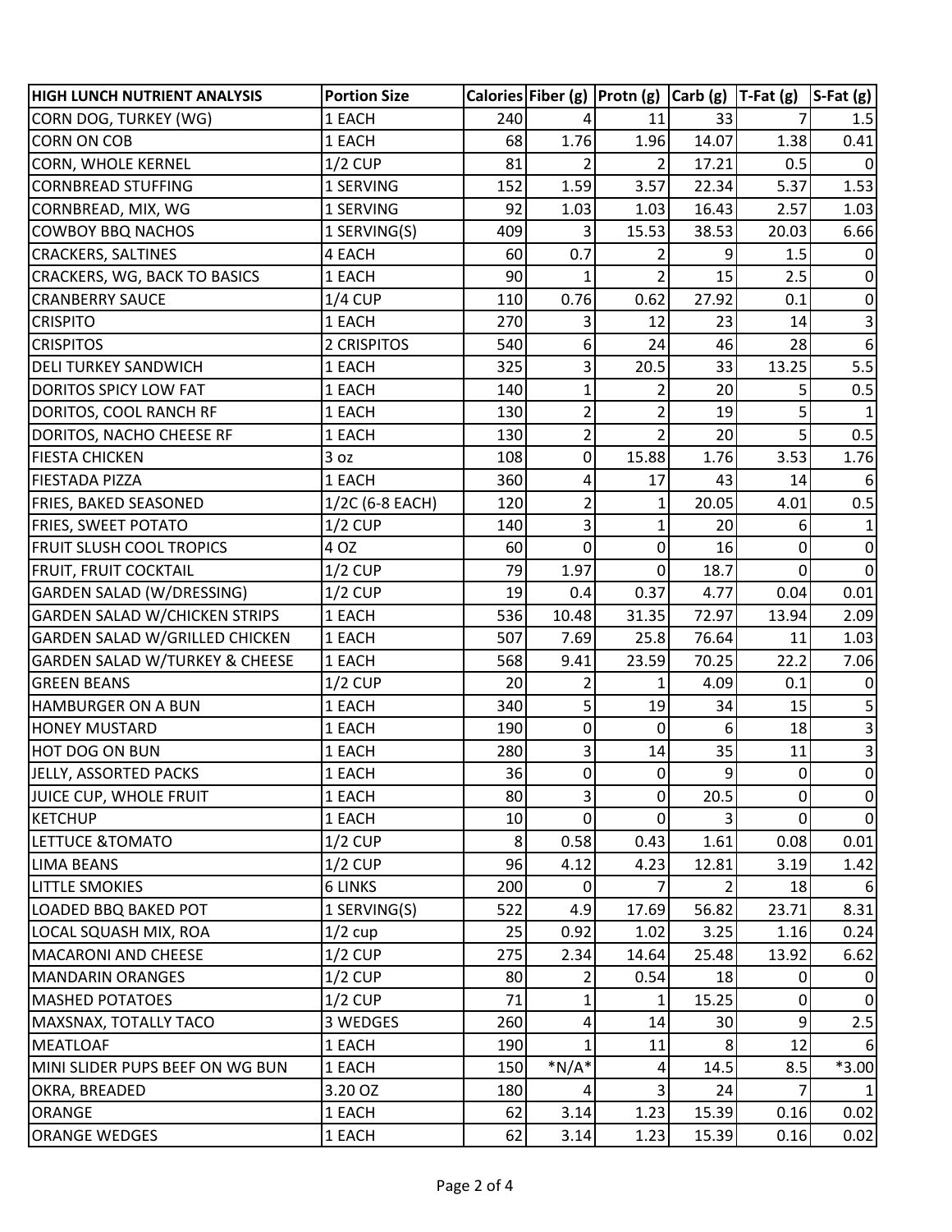| HIGH LUNCH NUTRIENT ANALYSIS | Portion Size | Calories | Fiber (g) | Protn (g) | Carb (g) | T-Fat (g) | S-Fat (g) |
|---|---|---|---|---|---|---|---|
| CORN DOG, TURKEY (WG) | 1 EACH | 240 | 4 | 11 | 33 | 7 | 1.5 |
| CORN ON COB | 1 EACH | 68 | 1.76 | 1.96 | 14.07 | 1.38 | 0.41 |
| CORN, WHOLE KERNEL | 1/2 CUP | 81 | 2 | 2 | 17.21 | 0.5 | 0 |
| CORNBREAD STUFFING | 1 SERVING | 152 | 1.59 | 3.57 | 22.34 | 5.37 | 1.53 |
| CORNBREAD, MIX, WG | 1 SERVING | 92 | 1.03 | 1.03 | 16.43 | 2.57 | 1.03 |
| COWBOY BBQ NACHOS | 1 SERVING(S) | 409 | 3 | 15.53 | 38.53 | 20.03 | 6.66 |
| CRACKERS, SALTINES | 4 EACH | 60 | 0.7 | 2 | 9 | 1.5 | 0 |
| CRACKERS, WG, BACK TO BASICS | 1 EACH | 90 | 1 | 2 | 15 | 2.5 | 0 |
| CRANBERRY SAUCE | 1/4 CUP | 110 | 0.76 | 0.62 | 27.92 | 0.1 | 0 |
| CRISPITO | 1 EACH | 270 | 3 | 12 | 23 | 14 | 3 |
| CRISPITOS | 2 CRISPITOS | 540 | 6 | 24 | 46 | 28 | 6 |
| DELI TURKEY SANDWICH | 1 EACH | 325 | 3 | 20.5 | 33 | 13.25 | 5.5 |
| DORITOS SPICY LOW FAT | 1 EACH | 140 | 1 | 2 | 20 | 5 | 0.5 |
| DORITOS, COOL RANCH RF | 1 EACH | 130 | 2 | 2 | 19 | 5 | 1 |
| DORITOS, NACHO CHEESE RF | 1 EACH | 130 | 2 | 2 | 20 | 5 | 0.5 |
| FIESTA CHICKEN | 3 oz | 108 | 0 | 15.88 | 1.76 | 3.53 | 1.76 |
| FIESTADA PIZZA | 1 EACH | 360 | 4 | 17 | 43 | 14 | 6 |
| FRIES, BAKED SEASONED | 1/2C (6-8 EACH) | 120 | 2 | 1 | 20.05 | 4.01 | 0.5 |
| FRIES, SWEET POTATO | 1/2 CUP | 140 | 3 | 1 | 20 | 6 | 1 |
| FRUIT SLUSH COOL TROPICS | 4 OZ | 60 | 0 | 0 | 16 | 0 | 0 |
| FRUIT, FRUIT COCKTAIL | 1/2 CUP | 79 | 1.97 | 0 | 18.7 | 0 | 0 |
| GARDEN SALAD (W/DRESSING) | 1/2 CUP | 19 | 0.4 | 0.37 | 4.77 | 0.04 | 0.01 |
| GARDEN SALAD W/CHICKEN STRIPS | 1 EACH | 536 | 10.48 | 31.35 | 72.97 | 13.94 | 2.09 |
| GARDEN SALAD W/GRILLED CHICKEN | 1 EACH | 507 | 7.69 | 25.8 | 76.64 | 11 | 1.03 |
| GARDEN SALAD W/TURKEY & CHEESE | 1 EACH | 568 | 9.41 | 23.59 | 70.25 | 22.2 | 7.06 |
| GREEN BEANS | 1/2 CUP | 20 | 2 | 1 | 4.09 | 0.1 | 0 |
| HAMBURGER ON A BUN | 1 EACH | 340 | 5 | 19 | 34 | 15 | 5 |
| HONEY MUSTARD | 1 EACH | 190 | 0 | 0 | 6 | 18 | 3 |
| HOT DOG ON BUN | 1 EACH | 280 | 3 | 14 | 35 | 11 | 3 |
| JELLY, ASSORTED PACKS | 1 EACH | 36 | 0 | 0 | 9 | 0 | 0 |
| JUICE CUP, WHOLE FRUIT | 1 EACH | 80 | 3 | 0 | 20.5 | 0 | 0 |
| KETCHUP | 1 EACH | 10 | 0 | 0 | 3 | 0 | 0 |
| LETTUCE &TOMATO | 1/2 CUP | 8 | 0.58 | 0.43 | 1.61 | 0.08 | 0.01 |
| LIMA BEANS | 1/2 CUP | 96 | 4.12 | 4.23 | 12.81 | 3.19 | 1.42 |
| LITTLE SMOKIES | 6 LINKS | 200 | 0 | 7 | 2 | 18 | 6 |
| LOADED BBQ BAKED POT | 1 SERVING(S) | 522 | 4.9 | 17.69 | 56.82 | 23.71 | 8.31 |
| LOCAL SQUASH MIX, ROA | 1/2 cup | 25 | 0.92 | 1.02 | 3.25 | 1.16 | 0.24 |
| MACARONI AND CHEESE | 1/2 CUP | 275 | 2.34 | 14.64 | 25.48 | 13.92 | 6.62 |
| MANDARIN ORANGES | 1/2 CUP | 80 | 2 | 0.54 | 18 | 0 | 0 |
| MASHED POTATOES | 1/2 CUP | 71 | 1 | 1 | 15.25 | 0 | 0 |
| MAXSNAX, TOTALLY TACO | 3 WEDGES | 260 | 4 | 14 | 30 | 9 | 2.5 |
| MEATLOAF | 1 EACH | 190 | 1 | 11 | 8 | 12 | 6 |
| MINI SLIDER PUPS BEEF ON WG BUN | 1 EACH | 150 | *N/A* | 4 | 14.5 | 8.5 | *3.00 |
| OKRA, BREADED | 3.20 OZ | 180 | 4 | 3 | 24 | 7 | 1 |
| ORANGE | 1 EACH | 62 | 3.14 | 1.23 | 15.39 | 0.16 | 0.02 |
| ORANGE WEDGES | 1 EACH | 62 | 3.14 | 1.23 | 15.39 | 0.16 | 0.02 |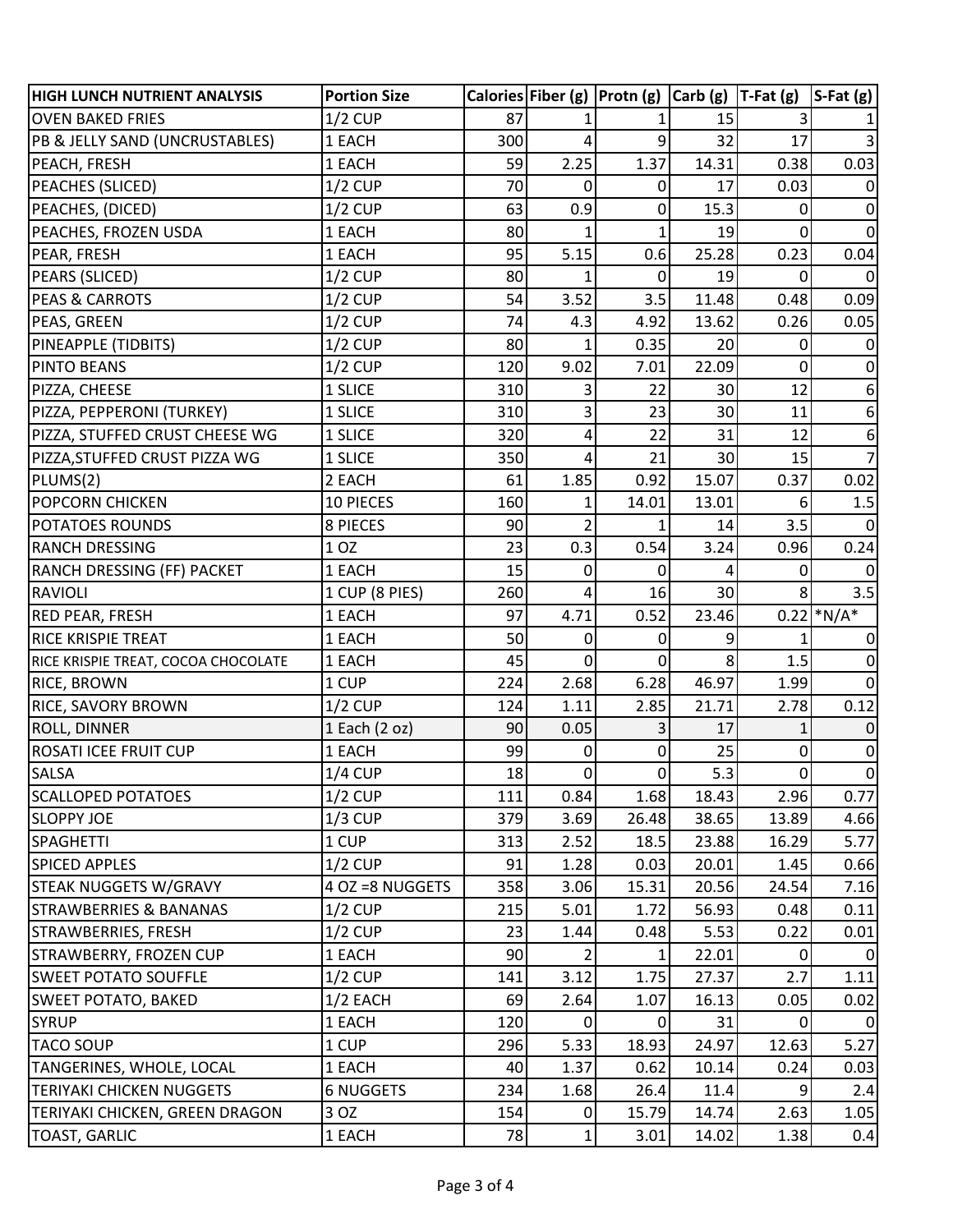| HIGH LUNCH NUTRIENT ANALYSIS | Portion Size | Calories | Fiber (g) | Protn (g) | Carb (g) | T-Fat (g) | S-Fat (g) |
|---|---|---|---|---|---|---|---|
| OVEN BAKED FRIES | 1/2 CUP | 87 | 1 | 1 | 15 | 3 | 1 |
| PB & JELLY SAND (UNCRUSTABLES) | 1 EACH | 300 | 4 | 9 | 32 | 17 | 3 |
| PEACH, FRESH | 1 EACH | 59 | 2.25 | 1.37 | 14.31 | 0.38 | 0.03 |
| PEACHES (SLICED) | 1/2 CUP | 70 | 0 | 0 | 17 | 0.03 | 0 |
| PEACHES, (DICED) | 1/2 CUP | 63 | 0.9 | 0 | 15.3 | 0 | 0 |
| PEACHES, FROZEN USDA | 1 EACH | 80 | 1 | 1 | 19 | 0 | 0 |
| PEAR, FRESH | 1 EACH | 95 | 5.15 | 0.6 | 25.28 | 0.23 | 0.04 |
| PEARS (SLICED) | 1/2 CUP | 80 | 1 | 0 | 19 | 0 | 0 |
| PEAS & CARROTS | 1/2 CUP | 54 | 3.52 | 3.5 | 11.48 | 0.48 | 0.09 |
| PEAS, GREEN | 1/2 CUP | 74 | 4.3 | 4.92 | 13.62 | 0.26 | 0.05 |
| PINEAPPLE (TIDBITS) | 1/2 CUP | 80 | 1 | 0.35 | 20 | 0 | 0 |
| PINTO BEANS | 1/2 CUP | 120 | 9.02 | 7.01 | 22.09 | 0 | 0 |
| PIZZA, CHEESE | 1 SLICE | 310 | 3 | 22 | 30 | 12 | 6 |
| PIZZA, PEPPERONI (TURKEY) | 1 SLICE | 310 | 3 | 23 | 30 | 11 | 6 |
| PIZZA, STUFFED CRUST CHEESE WG | 1 SLICE | 320 | 4 | 22 | 31 | 12 | 6 |
| PIZZA,STUFFED CRUST PIZZA WG | 1 SLICE | 350 | 4 | 21 | 30 | 15 | 7 |
| PLUMS(2) | 2 EACH | 61 | 1.85 | 0.92 | 15.07 | 0.37 | 0.02 |
| POPCORN CHICKEN | 10 PIECES | 160 | 1 | 14.01 | 13.01 | 6 | 1.5 |
| POTATOES ROUNDS | 8 PIECES | 90 | 2 | 1 | 14 | 3.5 | 0 |
| RANCH DRESSING | 1 OZ | 23 | 0.3 | 0.54 | 3.24 | 0.96 | 0.24 |
| RANCH DRESSING (FF) PACKET | 1 EACH | 15 | 0 | 0 | 4 | 0 | 0 |
| RAVIOLI | 1 CUP (8 PIES) | 260 | 4 | 16 | 30 | 8 | 3.5 |
| RED PEAR, FRESH | 1 EACH | 97 | 4.71 | 0.52 | 23.46 | 0.22 | *N/A* |
| RICE KRISPIE TREAT | 1 EACH | 50 | 0 | 0 | 9 | 1 | 0 |
| RICE KRISPIE TREAT, COCOA CHOCOLATE | 1 EACH | 45 | 0 | 0 | 8 | 1.5 | 0 |
| RICE, BROWN | 1 CUP | 224 | 2.68 | 6.28 | 46.97 | 1.99 | 0 |
| RICE, SAVORY BROWN | 1/2 CUP | 124 | 1.11 | 2.85 | 21.71 | 2.78 | 0.12 |
| ROLL, DINNER | 1 Each (2 oz) | 90 | 0.05 | 3 | 17 | 1 | 0 |
| ROSATI ICEE FRUIT CUP | 1 EACH | 99 | 0 | 0 | 25 | 0 | 0 |
| SALSA | 1/4 CUP | 18 | 0 | 0 | 5.3 | 0 | 0 |
| SCALLOPED POTATOES | 1/2 CUP | 111 | 0.84 | 1.68 | 18.43 | 2.96 | 0.77 |
| SLOPPY JOE | 1/3 CUP | 379 | 3.69 | 26.48 | 38.65 | 13.89 | 4.66 |
| SPAGHETTI | 1 CUP | 313 | 2.52 | 18.5 | 23.88 | 16.29 | 5.77 |
| SPICED APPLES | 1/2 CUP | 91 | 1.28 | 0.03 | 20.01 | 1.45 | 0.66 |
| STEAK NUGGETS W/GRAVY | 4 OZ =8 NUGGETS | 358 | 3.06 | 15.31 | 20.56 | 24.54 | 7.16 |
| STRAWBERRIES & BANANAS | 1/2 CUP | 215 | 5.01 | 1.72 | 56.93 | 0.48 | 0.11 |
| STRAWBERRIES, FRESH | 1/2 CUP | 23 | 1.44 | 0.48 | 5.53 | 0.22 | 0.01 |
| STRAWBERRY, FROZEN CUP | 1 EACH | 90 | 2 | 1 | 22.01 | 0 | 0 |
| SWEET POTATO SOUFFLE | 1/2 CUP | 141 | 3.12 | 1.75 | 27.37 | 2.7 | 1.11 |
| SWEET POTATO, BAKED | 1/2 EACH | 69 | 2.64 | 1.07 | 16.13 | 0.05 | 0.02 |
| SYRUP | 1 EACH | 120 | 0 | 0 | 31 | 0 | 0 |
| TACO SOUP | 1 CUP | 296 | 5.33 | 18.93 | 24.97 | 12.63 | 5.27 |
| TANGERINES, WHOLE, LOCAL | 1 EACH | 40 | 1.37 | 0.62 | 10.14 | 0.24 | 0.03 |
| TERIYAKI CHICKEN NUGGETS | 6 NUGGETS | 234 | 1.68 | 26.4 | 11.4 | 9 | 2.4 |
| TERIYAKI CHICKEN, GREEN DRAGON | 3 OZ | 154 | 0 | 15.79 | 14.74 | 2.63 | 1.05 |
| TOAST, GARLIC | 1 EACH | 78 | 1 | 3.01 | 14.02 | 1.38 | 0.4 |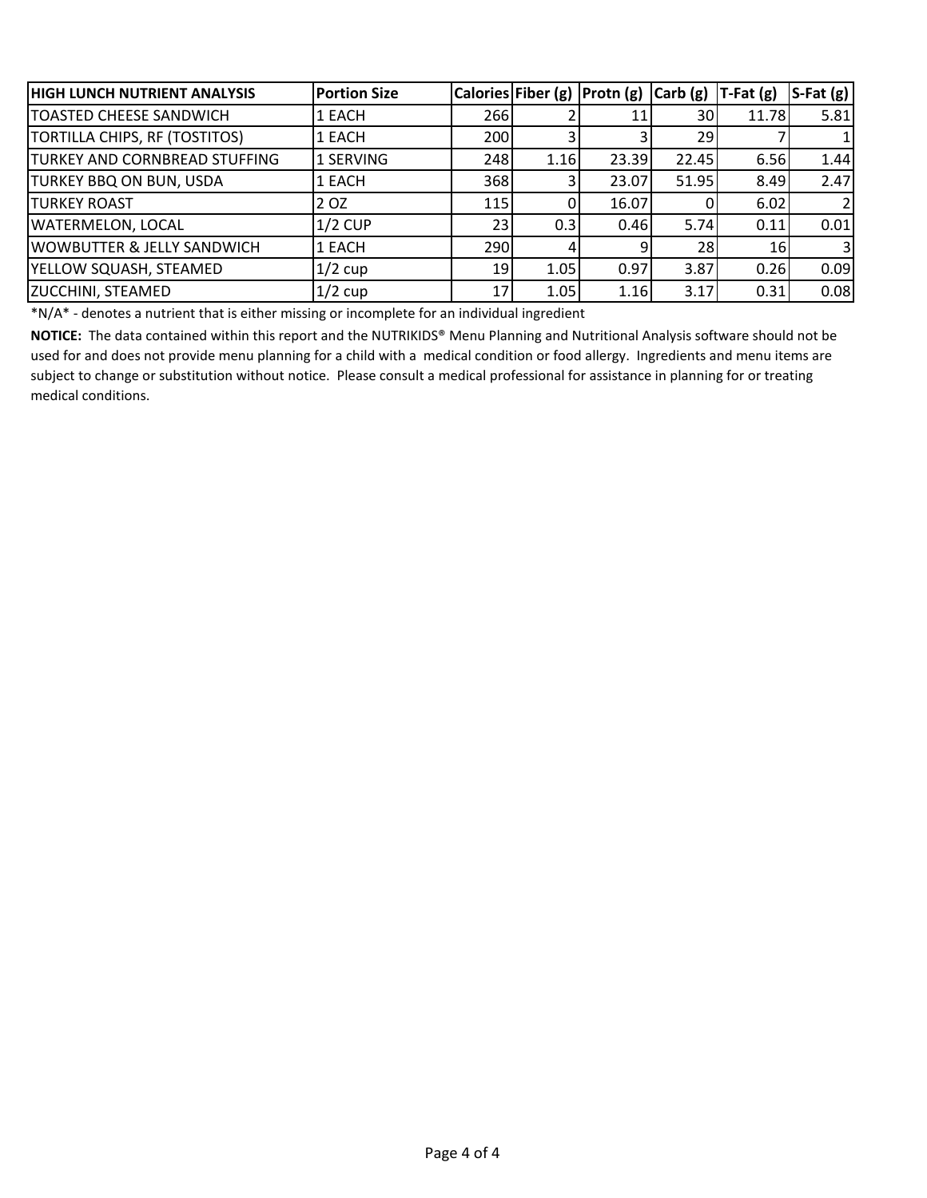| HIGH LUNCH NUTRIENT ANALYSIS | Portion Size | Calories | Fiber (g) | Protn (g) | Carb (g) | T-Fat (g) | S-Fat (g) |
|---|---|---|---|---|---|---|---|
| TOASTED CHEESE SANDWICH | 1 EACH | 266 | 2 | 11 | 30 | 11.78 | 5.81 |
| TORTILLA CHIPS, RF (TOSTITOS) | 1 EACH | 200 | 3 | 3 | 29 | 7 | 1 |
| TURKEY AND CORNBREAD STUFFING | 1 SERVING | 248 | 1.16 | 23.39 | 22.45 | 6.56 | 1.44 |
| TURKEY BBQ ON BUN, USDA | 1 EACH | 368 | 3 | 23.07 | 51.95 | 8.49 | 2.47 |
| TURKEY ROAST | 2 OZ | 115 | 0 | 16.07 | 0 | 6.02 | 2 |
| WATERMELON, LOCAL | 1/2 CUP | 23 | 0.3 | 0.46 | 5.74 | 0.11 | 0.01 |
| WOWBUTTER & JELLY SANDWICH | 1 EACH | 290 | 4 | 9 | 28 | 16 | 3 |
| YELLOW SQUASH, STEAMED | 1/2 cup | 19 | 1.05 | 0.97 | 3.87 | 0.26 | 0.09 |
| ZUCCHINI, STEAMED | 1/2 cup | 17 | 1.05 | 1.16 | 3.17 | 0.31 | 0.08 |

*N/A* - denotes a nutrient that is either missing or incomplete for an individual ingredient

**NOTICE:** The data contained within this report and the NUTRIKIDS® Menu Planning and Nutritional Analysis software should not be used for and does not provide menu planning for a child with a medical condition or food allergy. Ingredients and menu items are subject to change or substitution without notice. Please consult a medical professional for assistance in planning for or treating medical conditions.